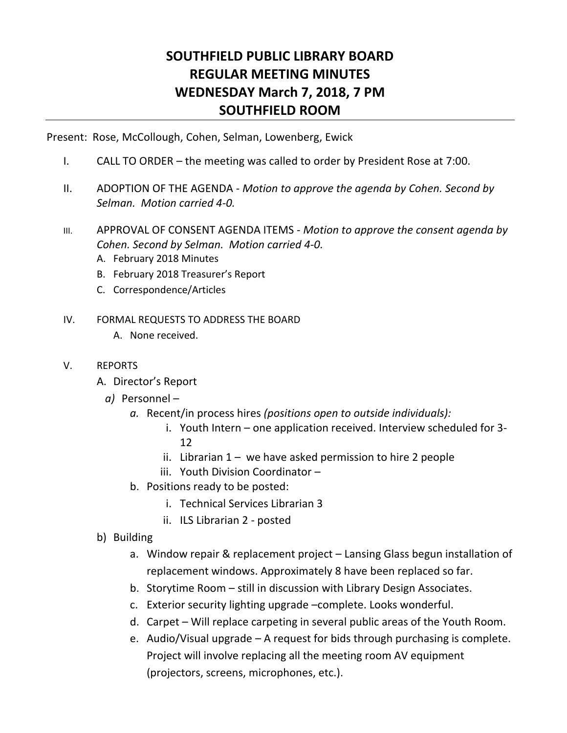# SOUTHFIELD PUBLIC LIBRARY BOARD
# REGULAR MEETING MINUTES
# WEDNESDAY March 7, 2018, 7 PM
# SOUTHFIELD ROOM

Present: Rose, McCollough, Cohen, Selman, Lowenberg, Ewick

I. CALL TO ORDER – the meeting was called to order by President Rose at 7:00.

II. ADOPTION OF THE AGENDA - *Motion to approve the agenda by Cohen. Second by Selman. Motion carried 4-0.*

III. APPROVAL OF CONSENT AGENDA ITEMS - *Motion to approve the consent agenda by Cohen. Second by Selman. Motion carried 4-0.*
   - A. February 2018 Minutes
   - B. February 2018 Treasurer's Report
   - C. Correspondence/Articles

IV. FORMAL REQUESTS TO ADDRESS THE BOARD
   - A. None received.

V. REPORTS
   - A. Director's Report
     - *a)* Personnel –
       - *a.* Recent/in process hires *(positions open to outside individuals):*
         - i. Youth Intern – one application received. Interview scheduled for 3-12
         - ii. Librarian 1 – we have asked permission to hire 2 people
         - iii. Youth Division Coordinator –
       - b. Positions ready to be posted:
         - i. Technical Services Librarian 3
         - ii. ILS Librarian 2 - posted
     - b) Building
       - a. Window repair & replacement project – Lansing Glass begun installation of replacement windows. Approximately 8 have been replaced so far.
       - b. Storytime Room – still in discussion with Library Design Associates.
       - c. Exterior security lighting upgrade –complete. Looks wonderful.
       - d. Carpet – Will replace carpeting in several public areas of the Youth Room.
       - e. Audio/Visual upgrade – A request for bids through purchasing is complete. Project will involve replacing all the meeting room AV equipment (projectors, screens, microphones, etc.).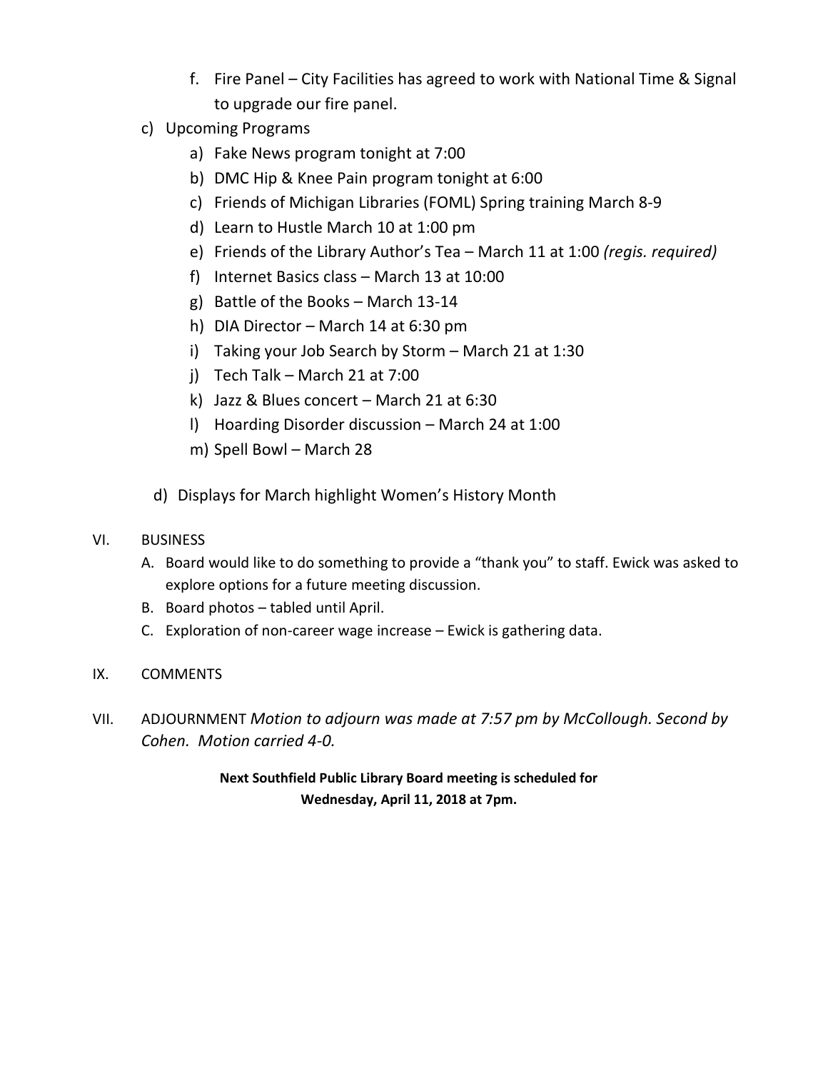f. Fire Panel – City Facilities has agreed to work with National Time & Signal to upgrade our fire panel.

c) Upcoming Programs

a) Fake News program tonight at 7:00
b) DMC Hip & Knee Pain program tonight at 6:00
c) Friends of Michigan Libraries (FOML) Spring training March 8-9
d) Learn to Hustle March 10 at 1:00 pm
e) Friends of the Library Author's Tea – March 11 at 1:00 *(regis. required)*
f) Internet Basics class – March 13 at 10:00
g) Battle of the Books – March 13-14
h) DIA Director – March 14 at 6:30 pm
i) Taking your Job Search by Storm – March 21 at 1:30
j) Tech Talk – March 21 at 7:00
k) Jazz & Blues concert – March 21 at 6:30
l) Hoarding Disorder discussion – March 24 at 1:00
m) Spell Bowl – March 28

d) Displays for March highlight Women's History Month

VI. BUSINESS

A. Board would like to do something to provide a "thank you" to staff. Ewick was asked to explore options for a future meeting discussion.
B. Board photos – tabled until April.
C. Exploration of non-career wage increase – Ewick is gathering data.

IX. COMMENTS

VII. ADJOURNMENT *Motion to adjourn was made at 7:57 pm by McCollough. Second by Cohen. Motion carried 4-0.*

**Next Southfield Public Library Board meeting is scheduled for Wednesday, April 11, 2018 at 7pm.**